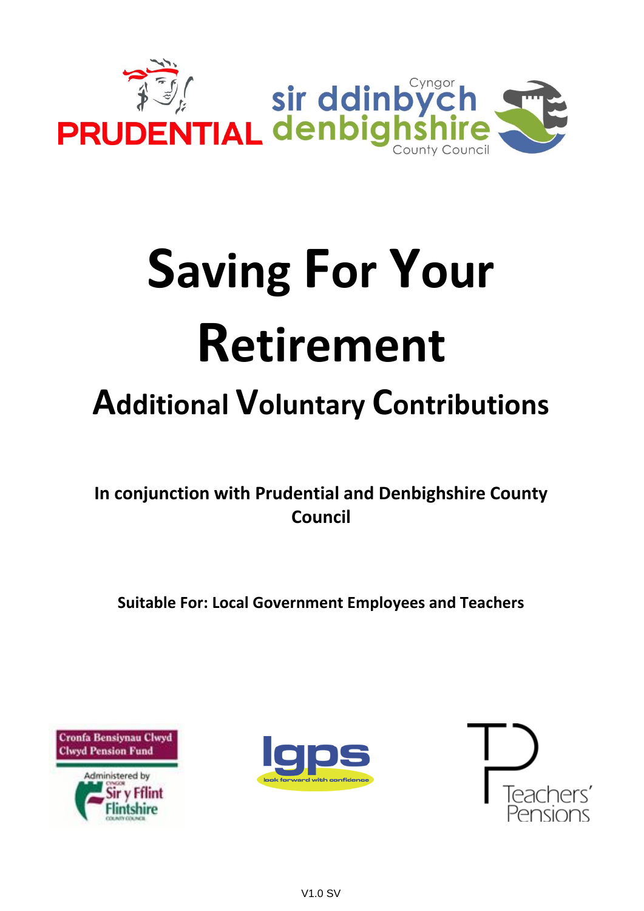# Saving For Your Retirement

## Additional Voluntary Contributions

**In conjunction with Prudential and Denbighshire County Council**

**Suitable For: Local Government Employees and Teachers**

V1.0 SV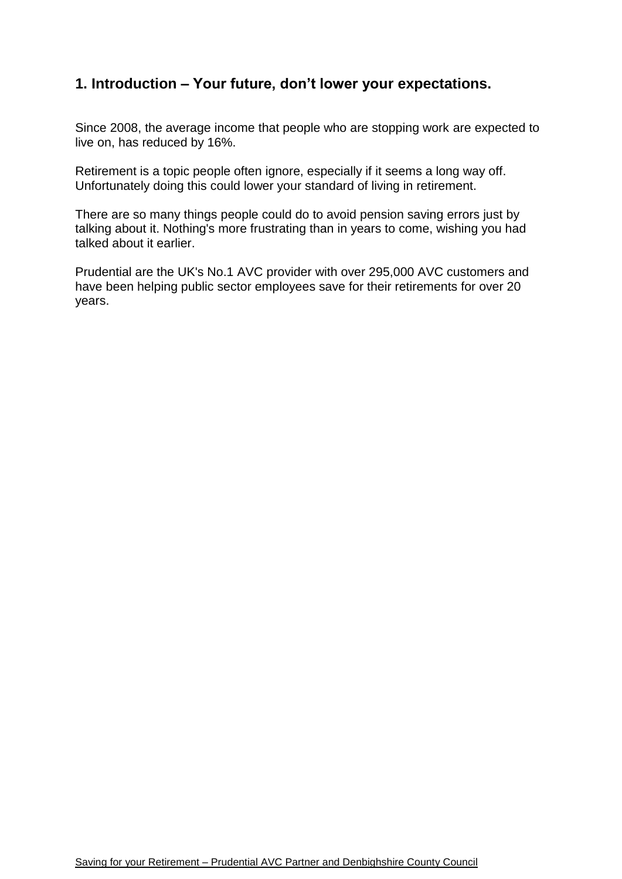## 1. Introduction – Your future, don't lower your expectations.

Since 2008, the average income that people who are stopping work are expected to live on, has reduced by 16%.

Retirement is a topic people often ignore, especially if it seems a long way off. Unfortunately doing this could lower your standard of living in retirement.

There are so many things people could do to avoid pension saving errors just by talking about it. Nothing's more frustrating than in years to come, wishing you had talked about it earlier.

Prudential are the UK's No.1 AVC provider with over 295,000 AVC customers and have been helping public sector employees save for their retirements for over 20 years.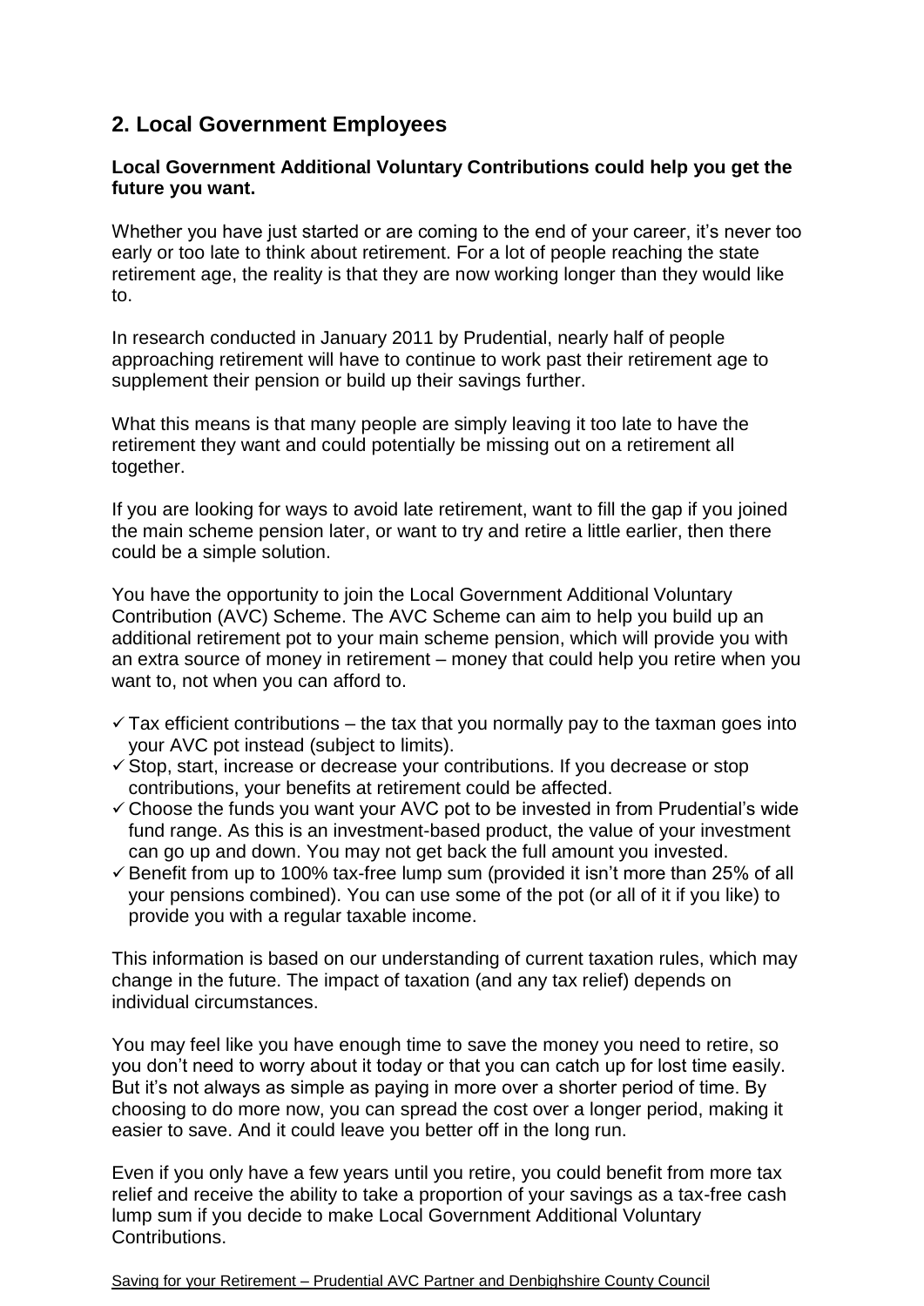## 2. Local Government Employees

**Local Government Additional Voluntary Contributions could help you get the future you want.**

Whether you have just started or are coming to the end of your career, it's never too early or too late to think about retirement. For a lot of people reaching the state retirement age, the reality is that they are now working longer than they would like to.

In research conducted in January 2011 by Prudential, nearly half of people approaching retirement will have to continue to work past their retirement age to supplement their pension or build up their savings further.

What this means is that many people are simply leaving it too late to have the retirement they want and could potentially be missing out on a retirement all together.

If you are looking for ways to avoid late retirement, want to fill the gap if you joined the main scheme pension later, or want to try and retire a little earlier, then there could be a simple solution.

You have the opportunity to join the Local Government Additional Voluntary Contribution (AVC) Scheme. The AVC Scheme can aim to help you build up an additional retirement pot to your main scheme pension, which will provide you with an extra source of money in retirement – money that could help you retire when you want to, not when you can afford to.

- ✓ Tax efficient contributions – the tax that you normally pay to the taxman goes into your AVC pot instead (subject to limits).
- ✓ Stop, start, increase or decrease your contributions. If you decrease or stop contributions, your benefits at retirement could be affected.
- ✓ Choose the funds you want your AVC pot to be invested in from Prudential's wide fund range. As this is an investment-based product, the value of your investment can go up and down. You may not get back the full amount you invested.
- ✓ Benefit from up to 100% tax-free lump sum (provided it isn't more than 25% of all your pensions combined). You can use some of the pot (or all of it if you like) to provide you with a regular taxable income.

This information is based on our understanding of current taxation rules, which may change in the future. The impact of taxation (and any tax relief) depends on individual circumstances.

You may feel like you have enough time to save the money you need to retire, so you don't need to worry about it today or that you can catch up for lost time easily. But it's not always as simple as paying in more over a shorter period of time. By choosing to do more now, you can spread the cost over a longer period, making it easier to save. And it could leave you better off in the long run.

Even if you only have a few years until you retire, you could benefit from more tax relief and receive the ability to take a proportion of your savings as a tax-free cash lump sum if you decide to make Local Government Additional Voluntary Contributions.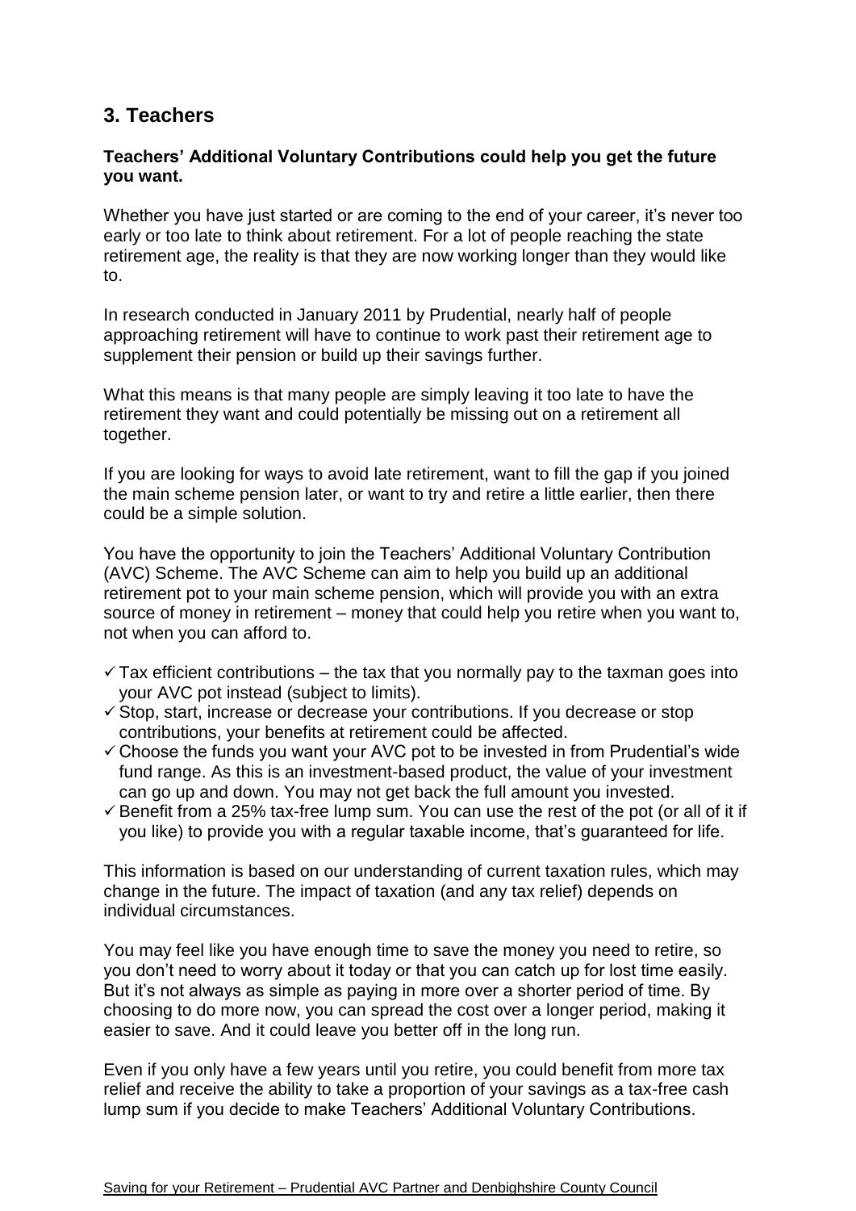## 3. Teachers

**Teachers' Additional Voluntary Contributions could help you get the future you want.**

Whether you have just started or are coming to the end of your career, it's never too early or too late to think about retirement. For a lot of people reaching the state retirement age, the reality is that they are now working longer than they would like to.

In research conducted in January 2011 by Prudential, nearly half of people approaching retirement will have to continue to work past their retirement age to supplement their pension or build up their savings further.

What this means is that many people are simply leaving it too late to have the retirement they want and could potentially be missing out on a retirement all together.

If you are looking for ways to avoid late retirement, want to fill the gap if you joined the main scheme pension later, or want to try and retire a little earlier, then there could be a simple solution.

You have the opportunity to join the Teachers' Additional Voluntary Contribution (AVC) Scheme. The AVC Scheme can aim to help you build up an additional retirement pot to your main scheme pension, which will provide you with an extra source of money in retirement – money that could help you retire when you want to, not when you can afford to.

- ✓ Tax efficient contributions – the tax that you normally pay to the taxman goes into your AVC pot instead (subject to limits).
- ✓ Stop, start, increase or decrease your contributions. If you decrease or stop contributions, your benefits at retirement could be affected.
- ✓ Choose the funds you want your AVC pot to be invested in from Prudential's wide fund range. As this is an investment-based product, the value of your investment can go up and down. You may not get back the full amount you invested.
- ✓ Benefit from a 25% tax-free lump sum. You can use the rest of the pot (or all of it if you like) to provide you with a regular taxable income, that's guaranteed for life.

This information is based on our understanding of current taxation rules, which may change in the future. The impact of taxation (and any tax relief) depends on individual circumstances.

You may feel like you have enough time to save the money you need to retire, so you don't need to worry about it today or that you can catch up for lost time easily. But it's not always as simple as paying in more over a shorter period of time. By choosing to do more now, you can spread the cost over a longer period, making it easier to save. And it could leave you better off in the long run.

Even if you only have a few years until you retire, you could benefit from more tax relief and receive the ability to take a proportion of your savings as a tax-free cash lump sum if you decide to make Teachers' Additional Voluntary Contributions.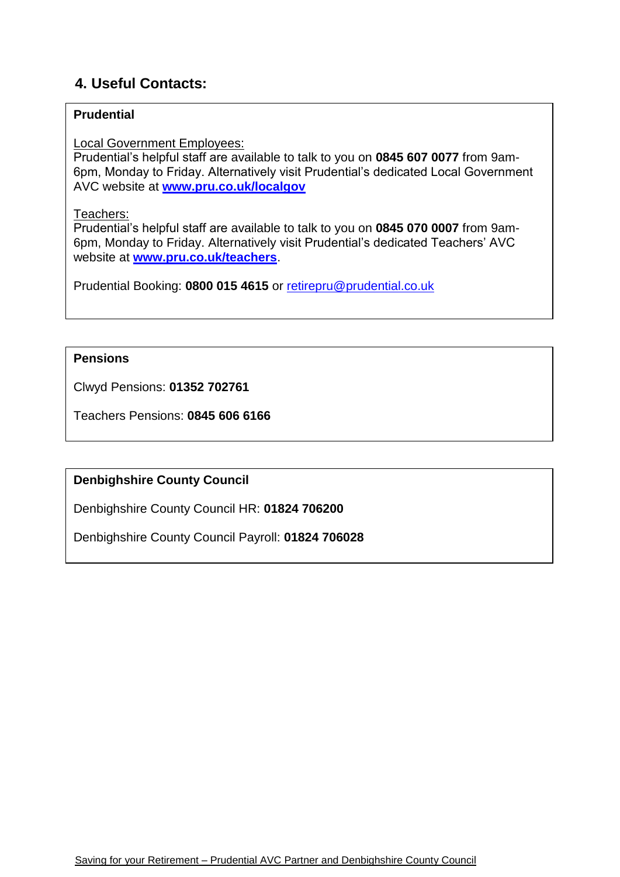## 4. Useful Contacts:

**Prudential**

Local Government Employees:
Prudential's helpful staff are available to talk to you on **0845 607 0077** from 9am-6pm, Monday to Friday. Alternatively visit Prudential's dedicated Local Government AVC website at **www.pru.co.uk/localgov**

Teachers:
Prudential's helpful staff are available to talk to you on **0845 070 0007** from 9am-6pm, Monday to Friday. Alternatively visit Prudential's dedicated Teachers' AVC website at **www.pru.co.uk/teachers**.

Prudential Booking: **0800 015 4615** or retirepru@prudential.co.uk

**Pensions**

Clwyd Pensions: **01352 702761**

Teachers Pensions: **0845 606 6166**

**Denbighshire County Council**

Denbighshire County Council HR: **01824 706200**

Denbighshire County Council Payroll: **01824 706028**